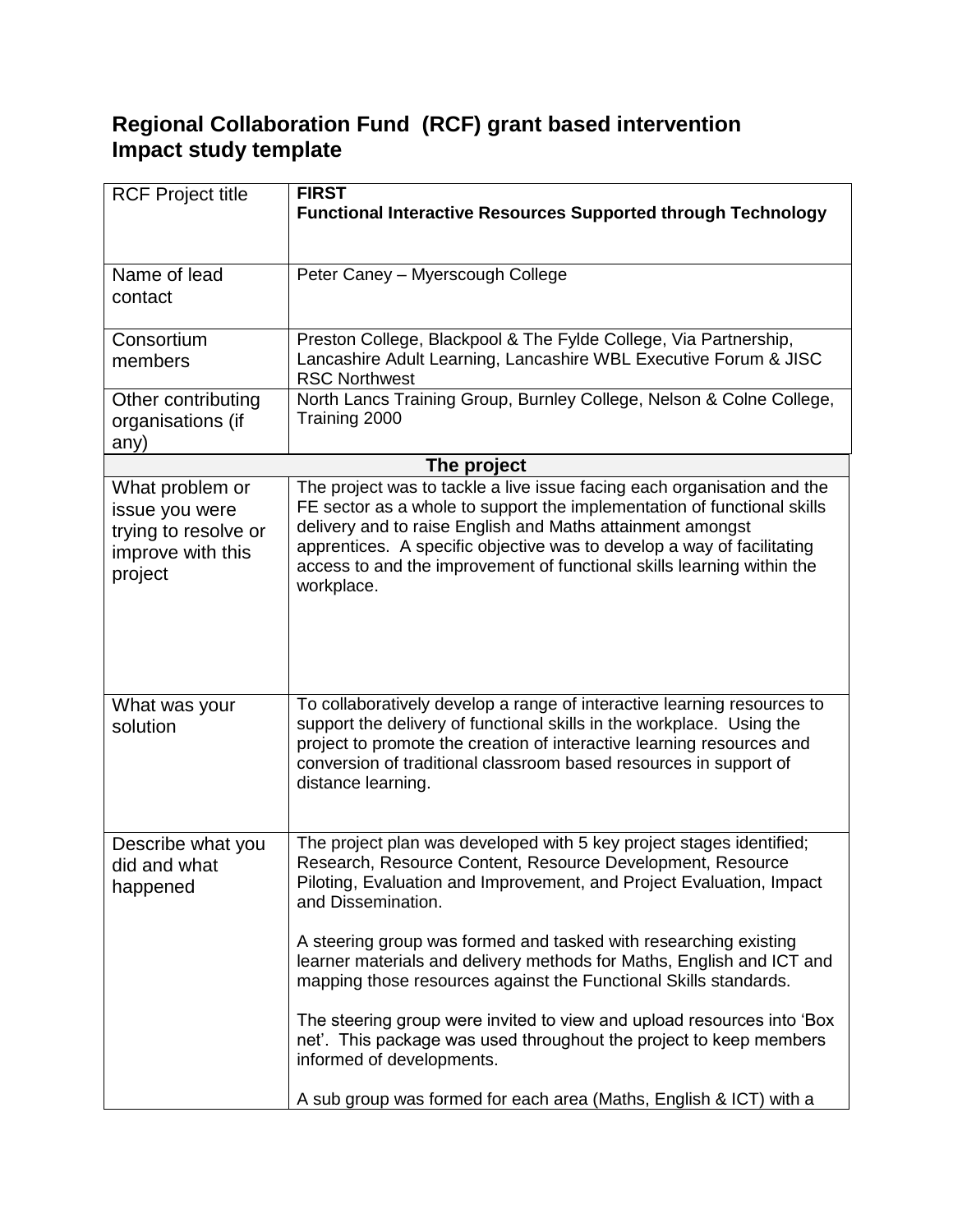# Regional Collaboration Fund (RCF) grant based intervention Impact study template

| RCF Project title | **FIRST**<br>**Functional Interactive Resources Supported through Technology** |
|---|---|
| Name of lead contact | Peter Caney – Myerscough College |
| Consortium members | Preston College, Blackpool & The Fylde College, Via Partnership, Lancashire Adult Learning, Lancashire WBL Executive Forum & JISC RSC Northwest |
| Other contributing organisations (if any) | North Lancs Training Group, Burnley College, Nelson & Colne College, Training 2000 |
| **The project** | |
| What problem or issue you were trying to resolve or improve with this project | The project was to tackle a live issue facing each organisation and the FE sector as a whole to support the implementation of functional skills delivery and to raise English and Maths attainment amongst apprentices. A specific objective was to develop a way of facilitating access to and the improvement of functional skills learning within the workplace. |
| What was your solution | To collaboratively develop a range of interactive learning resources to support the delivery of functional skills in the workplace. Using the project to promote the creation of interactive learning resources and conversion of traditional classroom based resources in support of distance learning. |
| Describe what you did and what happened | The project plan was developed with 5 key project stages identified; Research, Resource Content, Resource Development, Resource Piloting, Evaluation and Improvement, and Project Evaluation, Impact and Dissemination.<br><br>A steering group was formed and tasked with researching existing learner materials and delivery methods for Maths, English and ICT and mapping those resources against the Functional Skills standards.<br><br>The steering group were invited to view and upload resources into 'Box net'. This package was used throughout the project to keep members informed of developments.<br><br>A sub group was formed for each area (Maths, English & ICT) with a |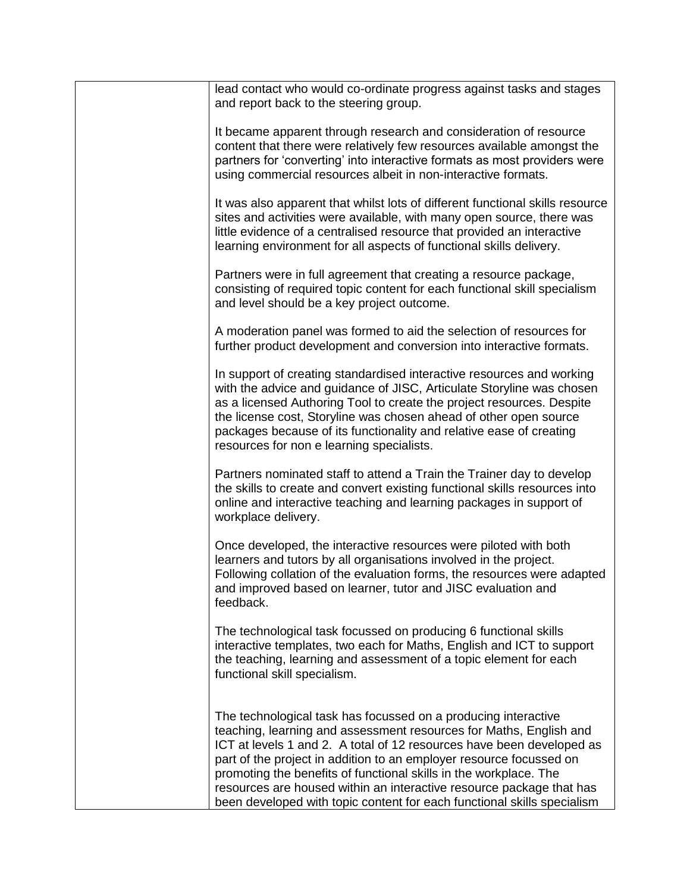| | |
|---|---|
| | lead contact who would co-ordinate progress against tasks and stages and report back to the steering group.<br><br>It became apparent through research and consideration of resource content that there were relatively few resources available amongst the partners for 'converting' into interactive formats as most providers were using commercial resources albeit in non-interactive formats.<br><br>It was also apparent that whilst lots of different functional skills resource sites and activities were available, with many open source, there was little evidence of a centralised resource that provided an interactive learning environment for all aspects of functional skills delivery.<br><br>Partners were in full agreement that creating a resource package, consisting of required topic content for each functional skill specialism and level should be a key project outcome.<br><br>A moderation panel was formed to aid the selection of resources for further product development and conversion into interactive formats.<br><br>In support of creating standardised interactive resources and working with the advice and guidance of JISC, Articulate Storyline was chosen as a licensed Authoring Tool to create the project resources. Despite the license cost, Storyline was chosen ahead of other open source packages because of its functionality and relative ease of creating resources for non e learning specialists.<br><br>Partners nominated staff to attend a Train the Trainer day to develop the skills to create and convert existing functional skills resources into online and interactive teaching and learning packages in support of workplace delivery.<br><br>Once developed, the interactive resources were piloted with both learners and tutors by all organisations involved in the project. Following collation of the evaluation forms, the resources were adapted and improved based on learner, tutor and JISC evaluation and feedback.<br><br>The technological task focussed on producing 6 functional skills interactive templates, two each for Maths, English and ICT to support the teaching, learning and assessment of a topic element for each functional skill specialism.<br><br>The technological task has focussed on a producing interactive teaching, learning and assessment resources for Maths, English and ICT at levels 1 and 2. A total of 12 resources have been developed as part of the project in addition to an employer resource focussed on promoting the benefits of functional skills in the workplace. The resources are housed within an interactive resource package that has been developed with topic content for each functional skills specialism |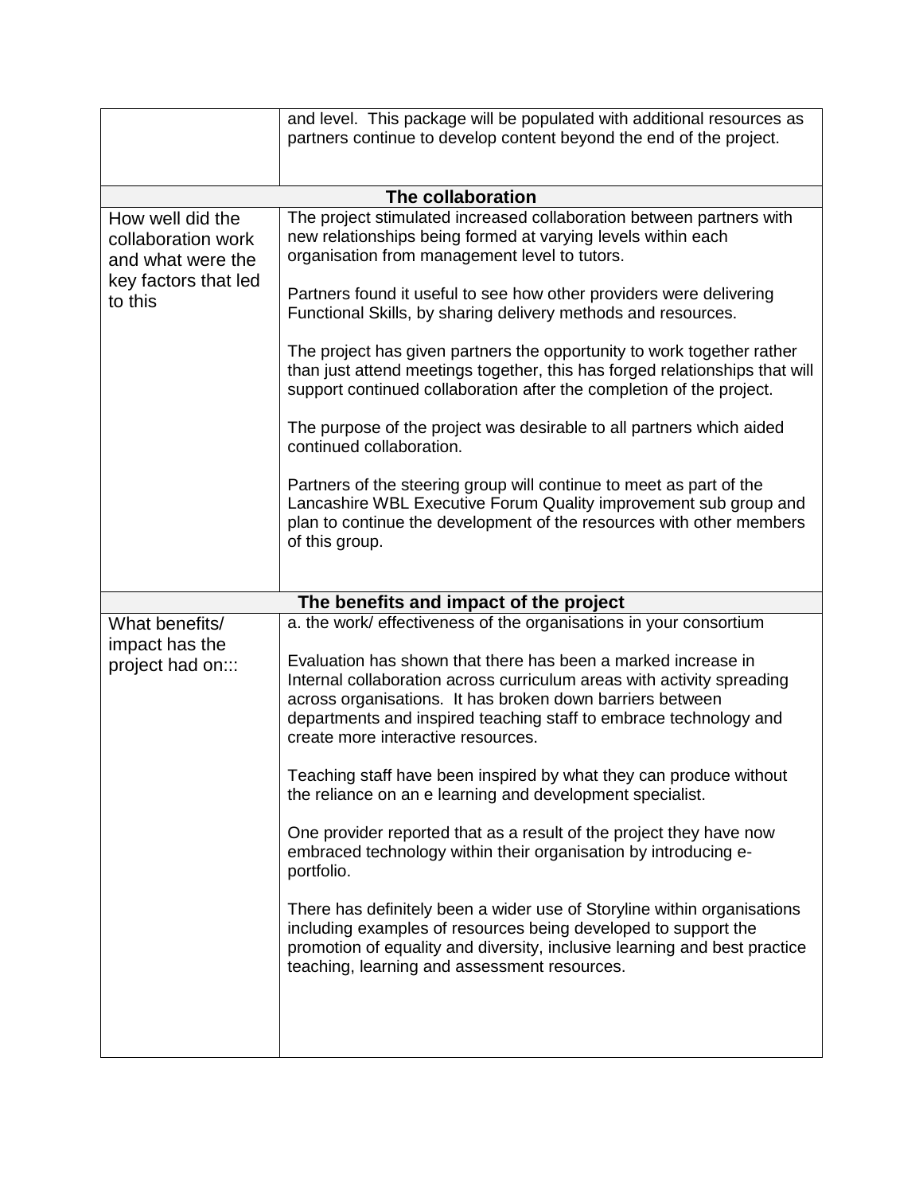| | |
|---|---|
| | and level. This package will be populated with additional resources as partners continue to develop content beyond the end of the project. |
| **The collaboration** | |
| How well did the collaboration work and what were the key factors that led to this | The project stimulated increased collaboration between partners with new relationships being formed at varying levels within each organisation from management level to tutors.<br><br>Partners found it useful to see how other providers were delivering Functional Skills, by sharing delivery methods and resources.<br><br>The project has given partners the opportunity to work together rather than just attend meetings together, this has forged relationships that will support continued collaboration after the completion of the project.<br><br>The purpose of the project was desirable to all partners which aided continued collaboration.<br><br>Partners of the steering group will continue to meet as part of the Lancashire WBL Executive Forum Quality improvement sub group and plan to continue the development of the resources with other members of this group. |
| **The benefits and impact of the project** | |
| What benefits/ impact has the project had on::: | a. the work/ effectiveness of the organisations in your consortium<br><br>Evaluation has shown that there has been a marked increase in Internal collaboration across curriculum areas with activity spreading across organisations. It has broken down barriers between departments and inspired teaching staff to embrace technology and create more interactive resources.<br><br>Teaching staff have been inspired by what they can produce without the reliance on an e learning and development specialist.<br><br>One provider reported that as a result of the project they have now embraced technology within their organisation by introducing e-portfolio.<br><br>There has definitely been a wider use of Storyline within organisations including examples of resources being developed to support the promotion of equality and diversity, inclusive learning and best practice teaching, learning and assessment resources. |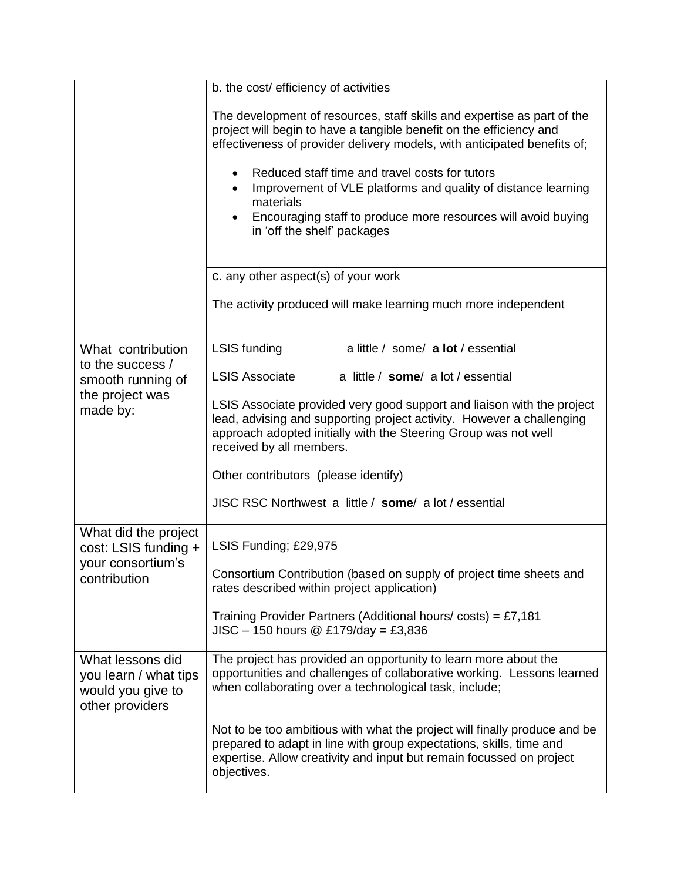| | |
|---|---|
| | b. the cost/ efficiency of activities<br><br>The development of resources, staff skills and expertise as part of the project will begin to have a tangible benefit on the efficiency and effectiveness of provider delivery models, with anticipated benefits of;<br><br>• Reduced staff time and travel costs for tutors<br>• Improvement of VLE platforms and quality of distance learning materials<br>• Encouraging staff to produce more resources will avoid buying in 'off the shelf' packages |
| | c. any other aspect(s) of your work<br><br>The activity produced will make learning much more independent |
| What contribution to the success / smooth running of the project was made by: | LSIS funding a little / some/ **a lot** / essential<br><br>LSIS Associate a little / **some**/ a lot / essential<br><br>LSIS Associate provided very good support and liaison with the project lead, advising and supporting project activity. However a challenging approach adopted initially with the Steering Group was not well received by all members.<br><br>Other contributors (please identify)<br><br>JISC RSC Northwest a little / **some**/ a lot / essential |
| What did the project cost: LSIS funding + your consortium's contribution | LSIS Funding; £29,975<br><br>Consortium Contribution (based on supply of project time sheets and rates described within project application)<br><br>Training Provider Partners (Additional hours/ costs) = £7,181<br>JISC – 150 hours @ £179/day = £3,836 |
| What lessons did you learn / what tips would you give to other providers | The project has provided an opportunity to learn more about the opportunities and challenges of collaborative working. Lessons learned when collaborating over a technological task, include;<br><br>Not to be too ambitious with what the project will finally produce and be prepared to adapt in line with group expectations, skills, time and expertise. Allow creativity and input but remain focussed on project objectives. |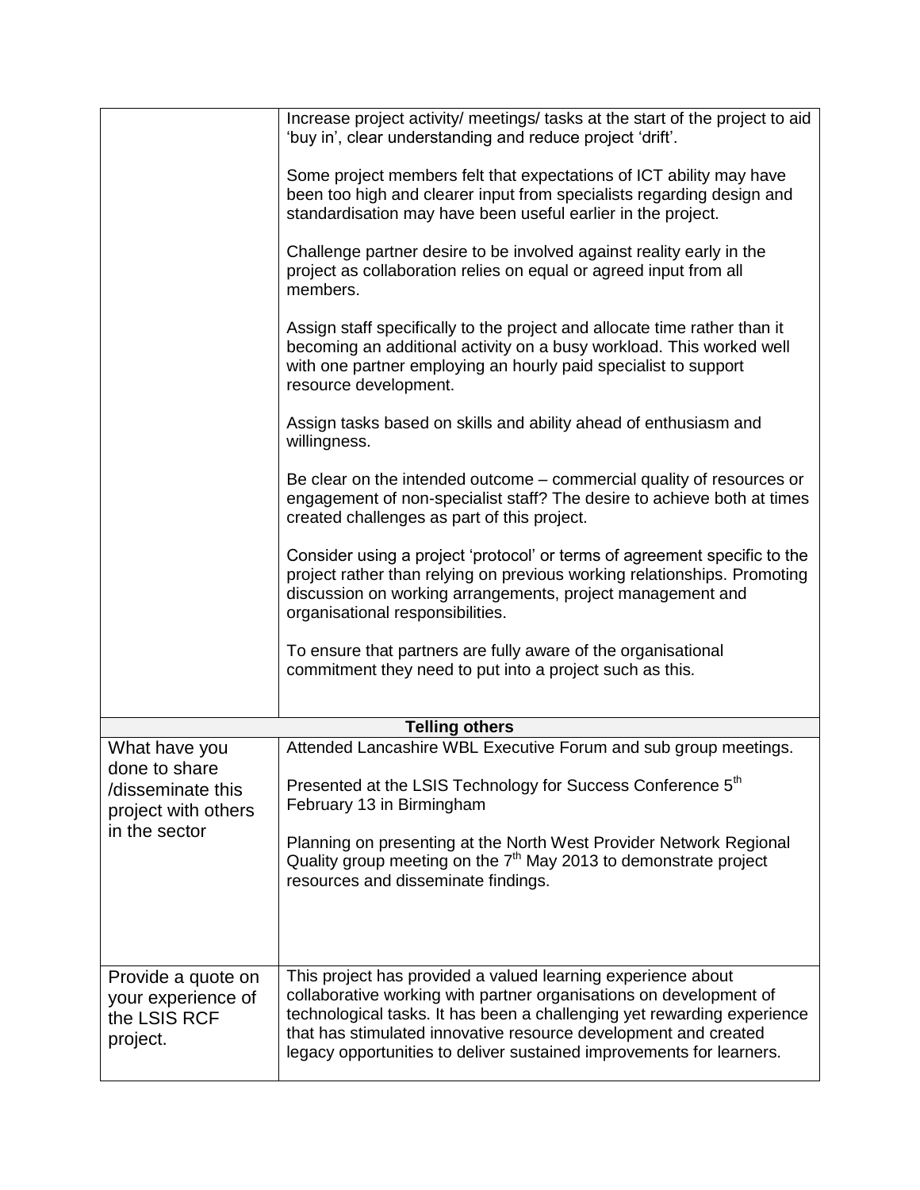| | |
|---|---|
| | Increase project activity/ meetings/ tasks at the start of the project to aid 'buy in', clear understanding and reduce project 'drift'.<br><br>Some project members felt that expectations of ICT ability may have been too high and clearer input from specialists regarding design and standardisation may have been useful earlier in the project.<br><br>Challenge partner desire to be involved against reality early in the project as collaboration relies on equal or agreed input from all members.<br><br>Assign staff specifically to the project and allocate time rather than it becoming an additional activity on a busy workload. This worked well with one partner employing an hourly paid specialist to support resource development.<br><br>Assign tasks based on skills and ability ahead of enthusiasm and willingness.<br><br>Be clear on the intended outcome – commercial quality of resources or engagement of non-specialist staff? The desire to achieve both at times created challenges as part of this project.<br><br>Consider using a project 'protocol' or terms of agreement specific to the project rather than relying on previous working relationships. Promoting discussion on working arrangements, project management and organisational responsibilities.<br><br>To ensure that partners are fully aware of the organisational commitment they need to put into a project such as this. |
| **Telling others** | |
| What have you done to share /disseminate this project with others in the sector | Attended Lancashire WBL Executive Forum and sub group meetings.<br><br>Presented at the LSIS Technology for Success Conference 5th February 13 in Birmingham<br><br>Planning on presenting at the North West Provider Network Regional Quality group meeting on the 7th May 2013 to demonstrate project resources and disseminate findings. |
| Provide a quote on your experience of the LSIS RCF project. | This project has provided a valued learning experience about collaborative working with partner organisations on development of technological tasks. It has been a challenging yet rewarding experience that has stimulated innovative resource development and created legacy opportunities to deliver sustained improvements for learners. |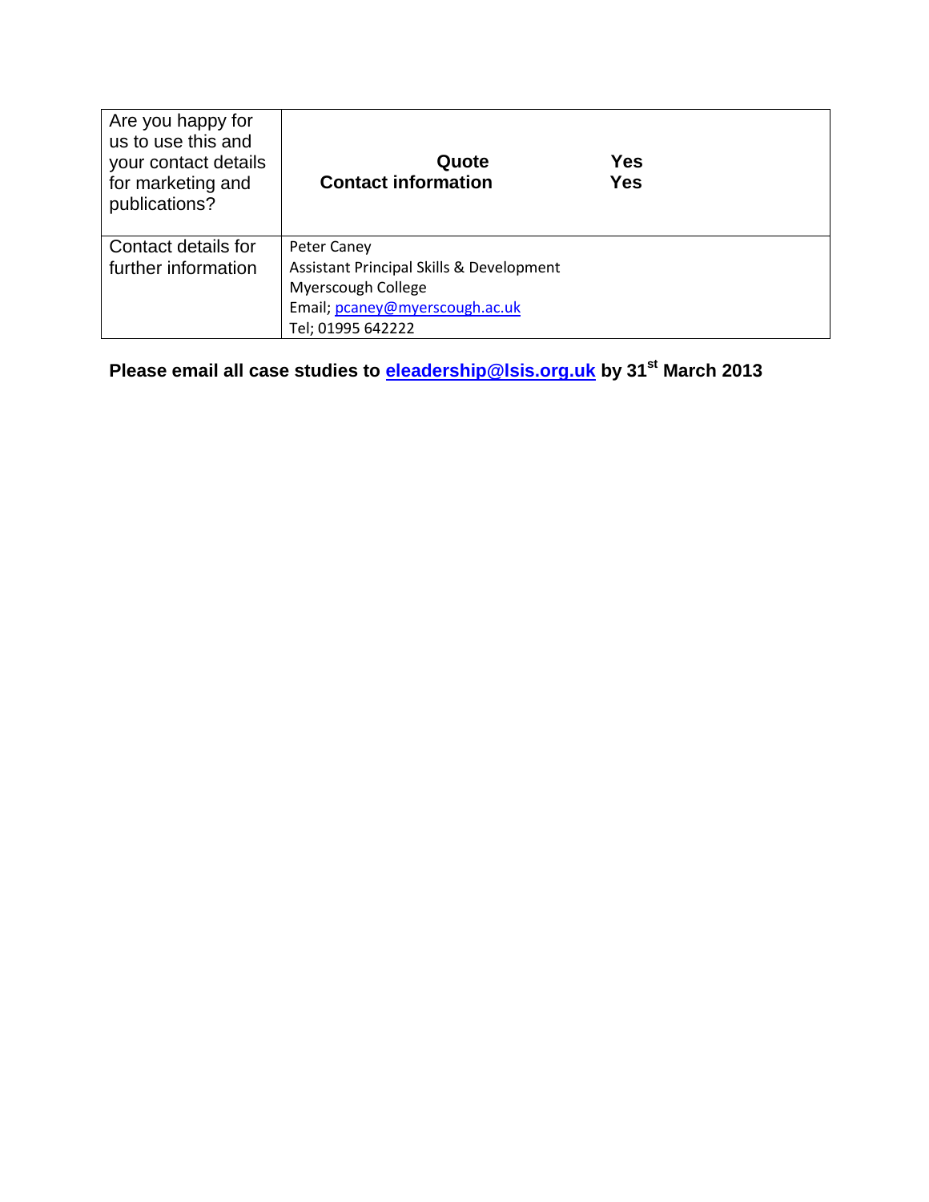| | |
|---|---|
| Are you happy for us to use this and your contact details for marketing and publications? | **Quote** **Yes**<br>**Contact information** **Yes** |
| Contact details for further information | Peter Caney<br>Assistant Principal Skills & Development<br>Myerscough College<br>Email; pcaney@myerscough.ac.uk<br>Tel; 01995 642222 |

**Please email all case studies to eleadership@lsis.org.uk by 31st March 2013**